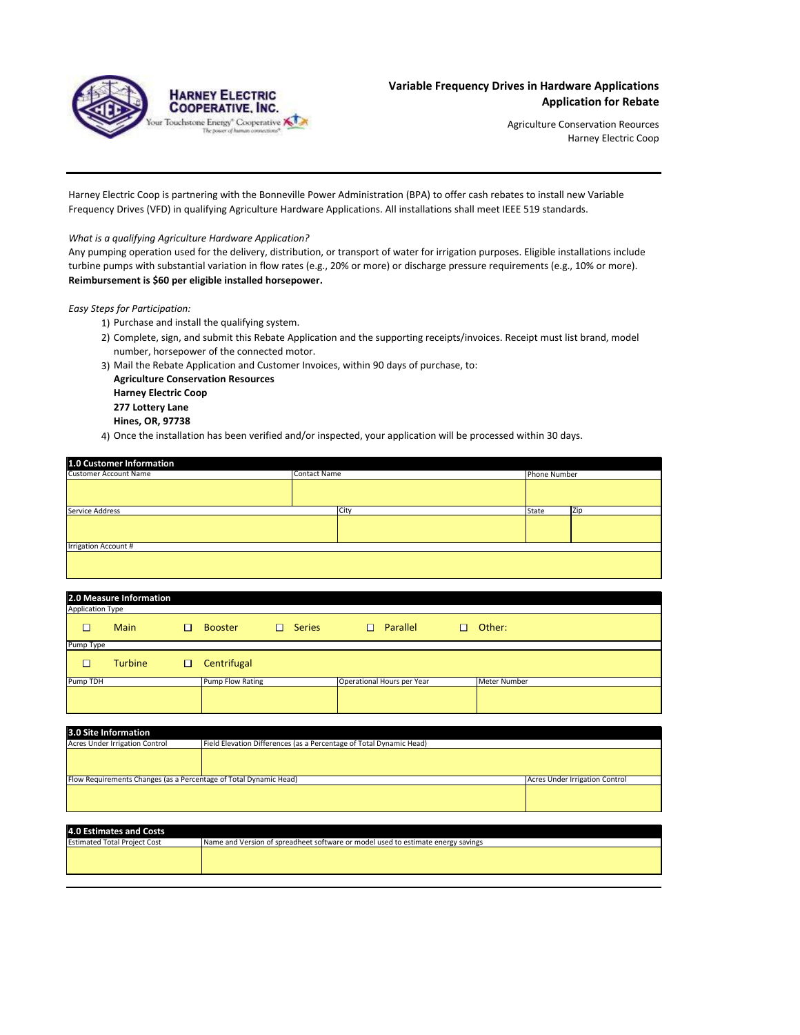HARNEY ELECTRIC COOPERATIVE, INC.
Your Touchstone Energy® Cooperative
The power of human connections®

# Variable Frequency Drives in Hardware Applications
## Application for Rebate

Agriculture Conservation Reources
Harney Electric Coop

Harney Electric Coop is partnering with the Bonneville Power Administration (BPA) to offer cash rebates to install new Variable Frequency Drives (VFD) in qualifying Agriculture Hardware Applications. All installations shall meet IEEE 519 standards.

*What is a qualifying Agriculture Hardware Application?*
Any pumping operation used for the delivery, distribution, or transport of water for irrigation purposes. Eligible installations include turbine pumps with substantial variation in flow rates (e.g., 20% or more) or discharge pressure requirements (e.g., 10% or more).
**Reimbursement is $60 per eligible installed horsepower.**

*Easy Steps for Participation:*

1) Purchase and install the qualifying system.
2) Complete, sign, and submit this Rebate Application and the supporting receipts/invoices. Receipt must list brand, model number, horsepower of the connected motor.
3) Mail the Rebate Application and Customer Invoices, within 90 days of purchase, to:
   **Agriculture Conservation Resources**
   **Harney Electric Coop**
   **277 Lottery Lane**
   **Hines, OR, 97738**
4) Once the installation has been verified and/or inspected, your application will be processed within 30 days.

### 1.0 Customer Information

| Customer Account Name | Contact Name | Phone Number | |
|---|---|---|---|
| | | | |
| **Service Address** | **City** | **State** | **Zip** |
| | | | |
| **Irrigation Account #** | | | |
| | | | |

### 2.0 Measure Information

Application Type

☐ Main ☐ Booster ☐ Series ☐ Parallel ☐ Other:

Pump Type

☐ Turbine ☐ Centrifugal

| Pump TDH | Pump Flow Rating | Operational Hours per Year | Meter Number |
|---|---|---|---|
| | | | |

### 3.0 Site Information

| Acres Under Irrigation Control | Field Elevation Differences (as a Percentage of Total Dynamic Head) |
|---|---|
| | |
| **Flow Requirements Changes (as a Percentage of Total Dynamic Head)** | **Acres Under Irrigation Control** |
| | |

### 4.0 Estimates and Costs

| Estimated Total Project Cost | Name and Version of spreadsheet software or model used to estimate energy savings |
|---|---|
| | |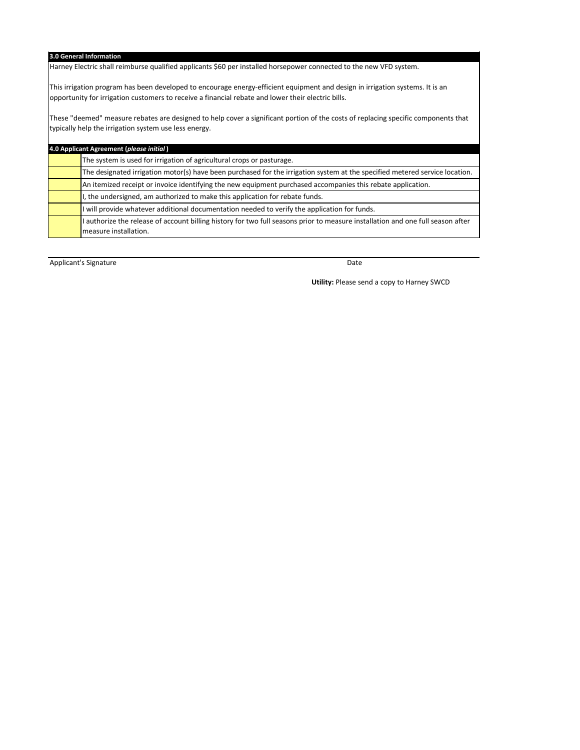## 3.0 General Information

Harney Electric shall reimburse qualified applicants $60 per installed horsepower connected to the new VFD system.

This irrigation program has been developed to encourage energy-efficient equipment and design in irrigation systems. It is an opportunity for irrigation customers to receive a financial rebate and lower their electric bills.

These "deemed" measure rebates are designed to help cover a significant portion of the costs of replacing specific components that typically help the irrigation system use less energy.

## 4.0 Applicant Agreement (*please initial*)

| | |
|---|---|
| | The system is used for irrigation of agricultural crops or pasturage. |
| | The designated irrigation motor(s) have been purchased for the irrigation system at the specified metered service location. |
| | An itemized receipt or invoice identifying the new equipment purchased accompanies this rebate application. |
| | I, the undersigned, am authorized to make this application for rebate funds. |
| | I will provide whatever additional documentation needed to verify the application for funds. |
| | I authorize the release of account billing history for two full seasons prior to measure installation and one full season after measure installation. |

Applicant's Signature &nbsp;&nbsp;&nbsp;&nbsp;&nbsp;&nbsp;&nbsp;&nbsp;&nbsp;&nbsp;&nbsp;&nbsp; Date

**Utility:** Please send a copy to Harney SWCD